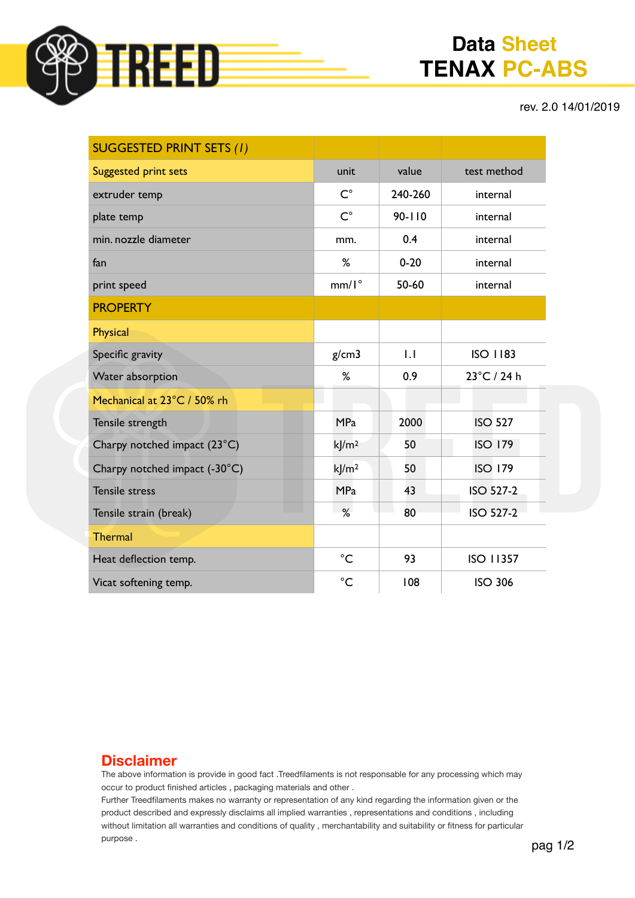# Data Sheet
# TENAX PC-ABS

rev. 2.0 14/01/2019

| SUGGESTED PRINT SETS *(1)* | | | |
|---|---|---|---|
| Suggested print sets | unit | value | test method |
| extruder temp | C° | 240-260 | internal |
| plate temp | C° | 90-110 | internal |
| min. nozzle diameter | mm. | 0.4 | internal |
| fan | % | 0-20 | internal |
| print speed | mm/1° | 50-60 | internal |
| PROPERTY | | | |
| Physical | | | |
| Specific gravity | g/cm3 | 1.1 | ISO 1183 |
| Water absorption | % | 0.9 | 23°C / 24 h |
| Mechanical at 23°C / 50% rh | | | |
| Tensile strength | MPa | 2000 | ISO 527 |
| Charpy notched impact (23°C) | kJ/m² | 50 | ISO 179 |
| Charpy notched impact (-30°C) | kJ/m² | 50 | ISO 179 |
| Tensile stress | MPa | 43 | ISO 527-2 |
| Tensile strain (break) | % | 80 | ISO 527-2 |
| Thermal | | | |
| Heat deflection temp. | °C | 93 | ISO 11357 |
| Vicat softening temp. | °C | 108 | ISO 306 |

## Disclaimer

The above information is provide in good fact .Treedfilaments is not responsable for any processing which may occur to product finished articles , packaging materials and other .
Further Treedfilaments makes no warranty or representation of any kind regarding the information given or the product described and expressly disclaims all implied warranties , representations and conditions , including without limitation all warranties and conditions of quality , merchantability and suitability or fitness for particular purpose .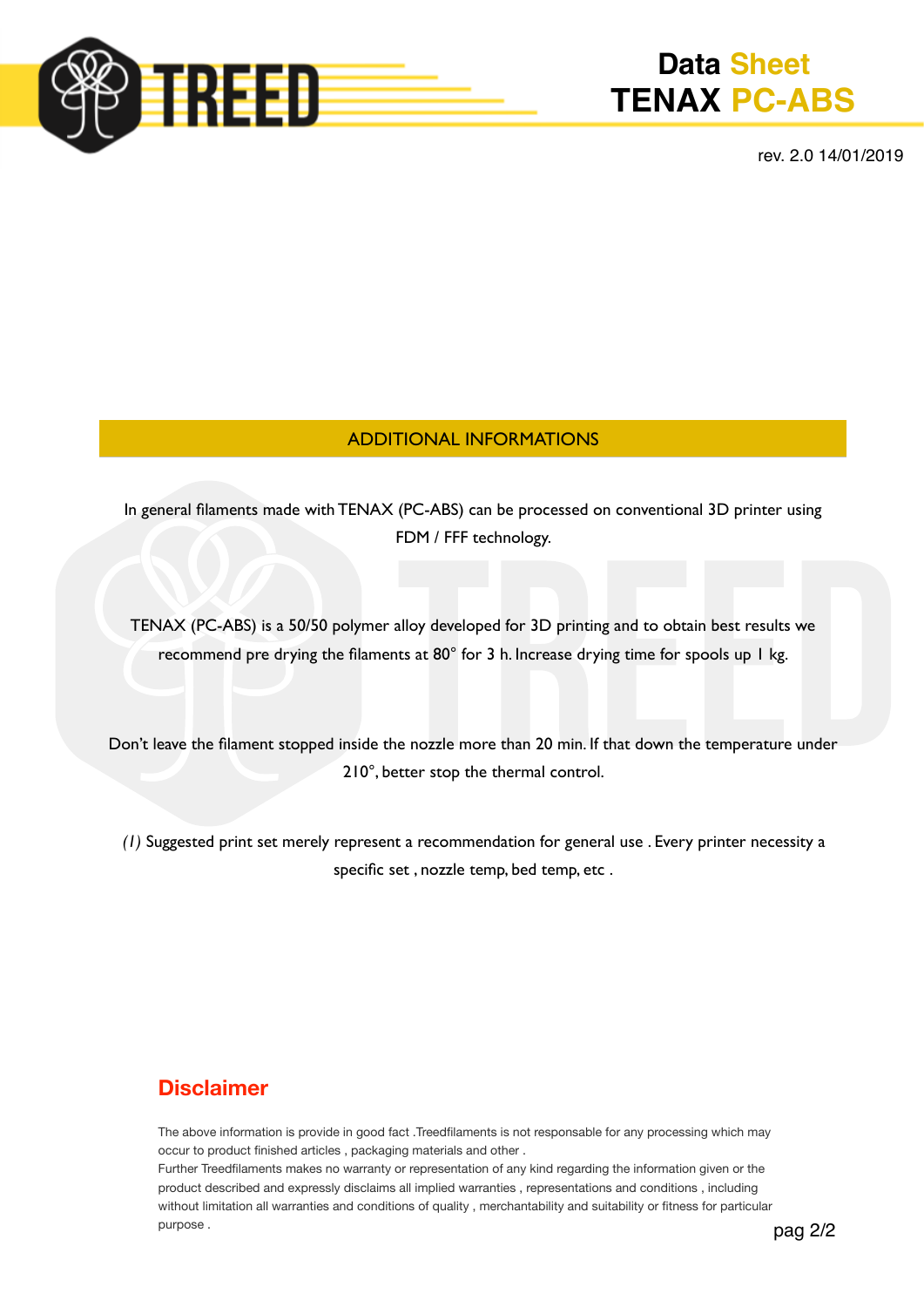## ADDITIONAL INFORMATIONS

In general filaments made with TENAX (PC-ABS) can be processed on conventional 3D printer using FDM / FFF technology.

TENAX (PC-ABS) is a 50/50 polymer alloy developed for 3D printing and to obtain best results we recommend pre drying the filaments at 80° for 3 h. Increase drying time for spools up 1 kg.

Don't leave the filament stopped inside the nozzle more than 20 min. If that down the temperature under 210°, better stop the thermal control.

*(1)* Suggested print set merely represent a recommendation for general use . Every printer necessity a specific set , nozzle temp, bed temp, etc .

## Disclaimer

The above information is provide in good fact .Treedfilaments is not responsable for any processing which may occur to product finished articles , packaging materials and other .
Further Treedfilaments makes no warranty or representation of any kind regarding the information given or the product described and expressly disclaims all implied warranties , representations and conditions , including without limitation all warranties and conditions of quality , merchantability and suitability or fitness for particular purpose .